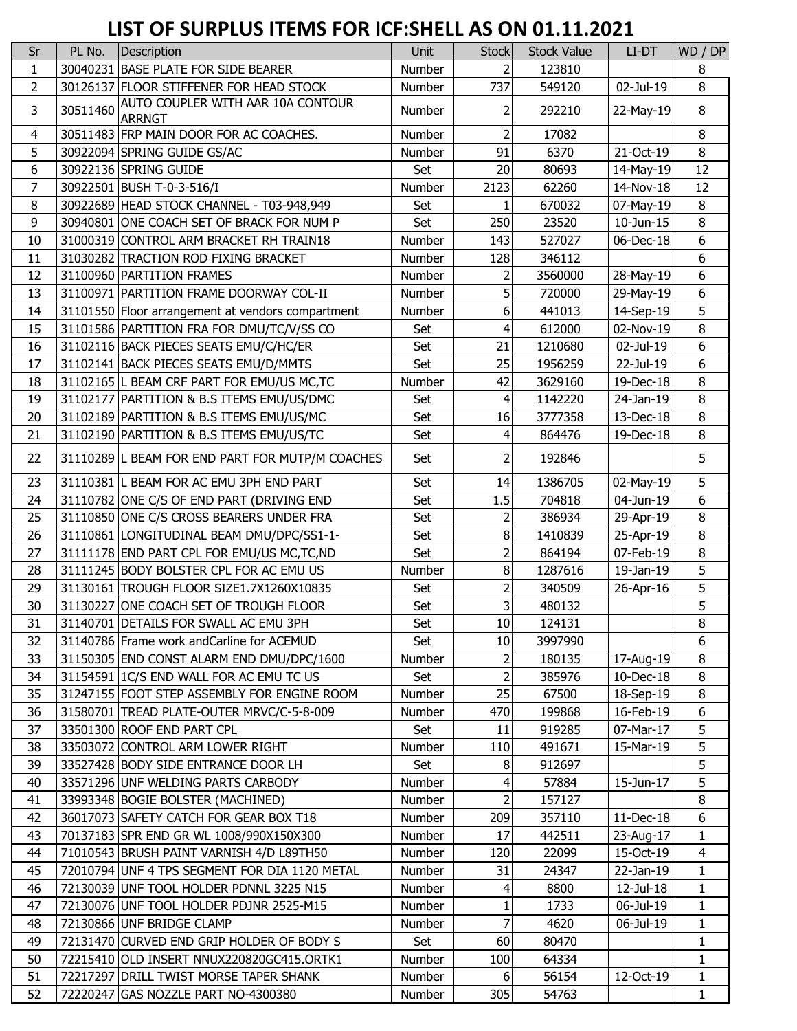# LIST OF SURPLUS ITEMS FOR ICF:SHELL AS ON 01.11.2021

| Sr | PL No. | Description | Unit | Stock | Stock Value | LI-DT | WD / DP |
|---|---|---|---|---|---|---|---|
| 1 | 30040231 | BASE PLATE FOR SIDE BEARER | Number | 2 | 123810 | | 8 |
| 2 | 30126137 | FLOOR STIFFENER FOR HEAD STOCK | Number | 737 | 549120 | 02-Jul-19 | 8 |
| 3 | 30511460 | AUTO COUPLER WITH AAR 10A CONTOUR ARRNGT | Number | 2 | 292210 | 22-May-19 | 8 |
| 4 | 30511483 | FRP MAIN DOOR FOR AC COACHES. | Number | 2 | 17082 | | 8 |
| 5 | 30922094 | SPRING GUIDE GS/AC | Number | 91 | 6370 | 21-Oct-19 | 8 |
| 6 | 30922136 | SPRING GUIDE | Set | 20 | 80693 | 14-May-19 | 12 |
| 7 | 30922501 | BUSH T-0-3-516/I | Number | 2123 | 62260 | 14-Nov-18 | 12 |
| 8 | 30922689 | HEAD STOCK CHANNEL - T03-948,949 | Set | 1 | 670032 | 07-May-19 | 8 |
| 9 | 30940801 | ONE COACH SET OF BRACK FOR NUM P | Set | 250 | 23520 | 10-Jun-15 | 8 |
| 10 | 31000319 | CONTROL ARM BRACKET RH TRAIN18 | Number | 143 | 527027 | 06-Dec-18 | 6 |
| 11 | 31030282 | TRACTION ROD FIXING BRACKET | Number | 128 | 346112 | | 6 |
| 12 | 31100960 | PARTITION FRAMES | Number | 2 | 3560000 | 28-May-19 | 6 |
| 13 | 31100971 | PARTITION FRAME DOORWAY COL-II | Number | 5 | 720000 | 29-May-19 | 6 |
| 14 | 31101550 | Floor arrangement at vendors compartment | Number | 6 | 441013 | 14-Sep-19 | 5 |
| 15 | 31101586 | PARTITION FRA FOR DMU/TC/V/SS CO | Set | 4 | 612000 | 02-Nov-19 | 8 |
| 16 | 31102116 | BACK PIECES SEATS EMU/C/HC/ER | Set | 21 | 1210680 | 02-Jul-19 | 6 |
| 17 | 31102141 | BACK PIECES SEATS EMU/D/MMTS | Set | 25 | 1956259 | 22-Jul-19 | 6 |
| 18 | 31102165 | L BEAM CRF PART FOR EMU/US MC,TC | Number | 42 | 3629160 | 19-Dec-18 | 8 |
| 19 | 31102177 | PARTITION & B.S ITEMS EMU/US/DMC | Set | 4 | 1142220 | 24-Jan-19 | 8 |
| 20 | 31102189 | PARTITION & B.S ITEMS EMU/US/MC | Set | 16 | 3777358 | 13-Dec-18 | 8 |
| 21 | 31102190 | PARTITION & B.S ITEMS EMU/US/TC | Set | 4 | 864476 | 19-Dec-18 | 8 |
| 22 | 31110289 | L BEAM FOR END PART FOR MUTP/M COACHES | Set | 2 | 192846 | | 5 |
| 23 | 31110381 | L BEAM FOR AC EMU 3PH END PART | Set | 14 | 1386705 | 02-May-19 | 5 |
| 24 | 31110782 | ONE C/S OF END PART (DRIVING END | Set | 1.5 | 704818 | 04-Jun-19 | 6 |
| 25 | 31110850 | ONE C/S CROSS BEARERS UNDER FRA | Set | 2 | 386934 | 29-Apr-19 | 8 |
| 26 | 31110861 | LONGITUDINAL BEAM DMU/DPC/SS1-1- | Set | 8 | 1410839 | 25-Apr-19 | 8 |
| 27 | 31111178 | END PART CPL FOR EMU/US MC,TC,ND | Set | 2 | 864194 | 07-Feb-19 | 8 |
| 28 | 31111245 | BODY BOLSTER CPL FOR AC EMU US | Number | 8 | 1287616 | 19-Jan-19 | 5 |
| 29 | 31130161 | TROUGH FLOOR SIZE1.7X1260X10835 | Set | 2 | 340509 | 26-Apr-16 | 5 |
| 30 | 31130227 | ONE COACH SET OF TROUGH FLOOR | Set | 3 | 480132 | | 5 |
| 31 | 31140701 | DETAILS FOR SWALL AC EMU 3PH | Set | 10 | 124131 | | 8 |
| 32 | 31140786 | Frame work andCarline for ACEMUD | Set | 10 | 3997990 | | 6 |
| 33 | 31150305 | END CONST ALARM END DMU/DPC/1600 | Number | 2 | 180135 | 17-Aug-19 | 8 |
| 34 | 31154591 | 1C/S END WALL FOR AC EMU TC US | Set | 2 | 385976 | 10-Dec-18 | 8 |
| 35 | 31247155 | FOOT STEP ASSEMBLY FOR ENGINE ROOM | Number | 25 | 67500 | 18-Sep-19 | 8 |
| 36 | 31580701 | TREAD PLATE-OUTER MRVC/C-5-8-009 | Number | 470 | 199868 | 16-Feb-19 | 6 |
| 37 | 33501300 | ROOF END PART CPL | Set | 11 | 919285 | 07-Mar-17 | 5 |
| 38 | 33503072 | CONTROL ARM LOWER RIGHT | Number | 110 | 491671 | 15-Mar-19 | 5 |
| 39 | 33527428 | BODY SIDE ENTRANCE DOOR LH | Set | 8 | 912697 | | 5 |
| 40 | 33571296 | UNF WELDING PARTS CARBODY | Number | 4 | 57884 | 15-Jun-17 | 5 |
| 41 | 33993348 | BOGIE BOLSTER (MACHINED) | Number | 2 | 157127 | | 8 |
| 42 | 36017073 | SAFETY CATCH FOR GEAR BOX T18 | Number | 209 | 357110 | 11-Dec-18 | 6 |
| 43 | 70137183 | SPR END GR WL 1008/990X150X300 | Number | 17 | 442511 | 23-Aug-17 | 1 |
| 44 | 71010543 | BRUSH PAINT VARNISH 4/D L89TH50 | Number | 120 | 22099 | 15-Oct-19 | 4 |
| 45 | 72010794 | UNF 4 TPS SEGMENT FOR DIA 1120 METAL | Number | 31 | 24347 | 22-Jan-19 | 1 |
| 46 | 72130039 | UNF TOOL HOLDER PDNNL 3225 N15 | Number | 4 | 8800 | 12-Jul-18 | 1 |
| 47 | 72130076 | UNF TOOL HOLDER PDJNR 2525-M15 | Number | 1 | 1733 | 06-Jul-19 | 1 |
| 48 | 72130866 | UNF BRIDGE CLAMP | Number | 7 | 4620 | 06-Jul-19 | 1 |
| 49 | 72131470 | CURVED END GRIP HOLDER OF BODY S | Set | 60 | 80470 | | 1 |
| 50 | 72215410 | OLD INSERT NNUX220820GC415.ORTK1 | Number | 100 | 64334 | | 1 |
| 51 | 72217297 | DRILL TWIST MORSE TAPER SHANK | Number | 6 | 56154 | 12-Oct-19 | 1 |
| 52 | 72220247 | GAS NOZZLE PART NO-4300380 | Number | 305 | 54763 | | 1 |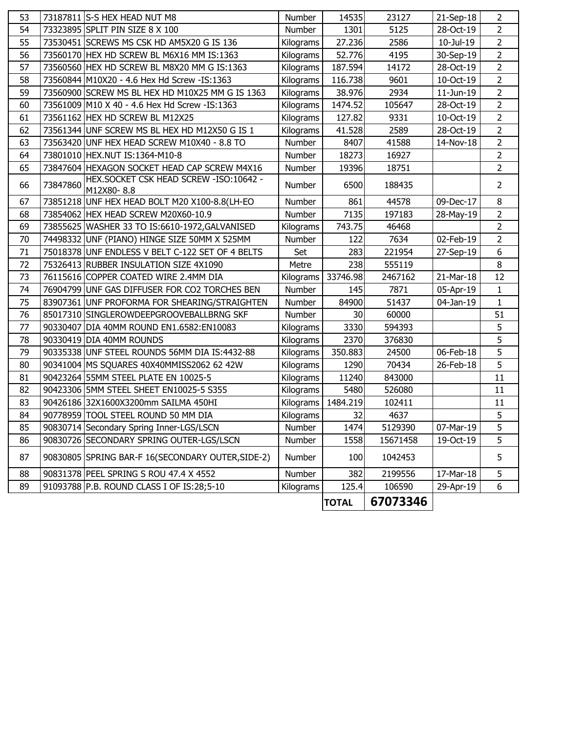| | | | | | | | |
|---|---|---|---|---|---|---|---|
| 53 | 73187811 | S-S HEX HEAD NUT M8 | Number | 14535 | 23127 | 21-Sep-18 | 2 |
| 54 | 73323895 | SPLIT PIN SIZE 8 X 100 | Number | 1301 | 5125 | 28-Oct-19 | 2 |
| 55 | 73530451 | SCREWS MS CSK HD AM5X20 G IS 136 | Kilograms | 27.236 | 2586 | 10-Jul-19 | 2 |
| 56 | 73560170 | HEX HD SCREW BL M6X16 MM IS:1363 | Kilograms | 52.776 | 4195 | 30-Sep-19 | 2 |
| 57 | 73560560 | HEX HD SCREW BL M8X20 MM G IS:1363 | Kilograms | 187.594 | 14172 | 28-Oct-19 | 2 |
| 58 | 73560844 | M10X20 - 4.6 Hex Hd Screw -IS:1363 | Kilograms | 116.738 | 9601 | 10-Oct-19 | 2 |
| 59 | 73560900 | SCREW MS BL HEX HD M10X25 MM G IS 1363 | Kilograms | 38.976 | 2934 | 11-Jun-19 | 2 |
| 60 | 73561009 | M10 X 40 - 4.6 Hex Hd Screw -IS:1363 | Kilograms | 1474.52 | 105647 | 28-Oct-19 | 2 |
| 61 | 73561162 | HEX HD SCREW BL M12X25 | Kilograms | 127.82 | 9331 | 10-Oct-19 | 2 |
| 62 | 73561344 | UNF SCREW MS BL HEX HD M12X50 G IS 1 | Kilograms | 41.528 | 2589 | 28-Oct-19 | 2 |
| 63 | 73563420 | UNF HEX HEAD SCREW M10X40 - 8.8 TO | Number | 8407 | 41588 | 14-Nov-18 | 2 |
| 64 | 73801010 | HEX.NUT IS:1364-M10-8 | Number | 18273 | 16927 | | 2 |
| 65 | 73847604 | HEXAGON SOCKET HEAD CAP SCREW M4X16 | Number | 19396 | 18751 | | 2 |
| 66 | 73847860 | HEX.SOCKET CSK HEAD SCREW -ISO:10642 - M12X80- 8.8 | Number | 6500 | 188435 | | 2 |
| 67 | 73851218 | UNF HEX HEAD BOLT M20 X100-8.8(LH-EO | Number | 861 | 44578 | 09-Dec-17 | 8 |
| 68 | 73854062 | HEX HEAD SCREW M20X60-10.9 | Number | 7135 | 197183 | 28-May-19 | 2 |
| 69 | 73855625 | WASHER 33 TO IS:6610-1972,GALVANISED | Kilograms | 743.75 | 46468 | | 2 |
| 70 | 74498332 | UNF (PIANO) HINGE SIZE 50MM X 525MM | Number | 122 | 7634 | 02-Feb-19 | 2 |
| 71 | 75018378 | UNF ENDLESS V BELT C-122 SET OF 4 BELTS | Set | 283 | 221954 | 27-Sep-19 | 6 |
| 72 | 75326413 | RUBBER INSULATION SIZE 4X1090 | Metre | 238 | 555119 | | 8 |
| 73 | 76115616 | COPPER COATED WIRE 2.4MM DIA | Kilograms | 33746.98 | 2467162 | 21-Mar-18 | 12 |
| 74 | 76904799 | UNF GAS DIFFUSER FOR CO2 TORCHES BEN | Number | 145 | 7871 | 05-Apr-19 | 1 |
| 75 | 83907361 | UNF PROFORMA FOR SHEARING/STRAIGHTEN | Number | 84900 | 51437 | 04-Jan-19 | 1 |
| 76 | 85017310 | SINGLEROWDEEPGROOVEBALLBRNG SKF | Number | 30 | 60000 | | 51 |
| 77 | 90330407 | DIA 40MM ROUND EN1.6582:EN10083 | Kilograms | 3330 | 594393 | | 5 |
| 78 | 90330419 | DIA 40MM ROUNDS | Kilograms | 2370 | 376830 | | 5 |
| 79 | 90335338 | UNF STEEL ROUNDS 56MM DIA IS:4432-88 | Kilograms | 350.883 | 24500 | 06-Feb-18 | 5 |
| 80 | 90341004 | MS SQUARES 40X40MMISS2062 62 42W | Kilograms | 1290 | 70434 | 26-Feb-18 | 5 |
| 81 | 90423264 | 55MM STEEL PLATE EN 10025-5 | Kilograms | 11240 | 843000 | | 11 |
| 82 | 90423306 | 5MM STEEL SHEET EN10025-5 S355 | Kilograms | 5480 | 526080 | | 11 |
| 83 | 90426186 | 32X1600X3200mm SAILMA 450HI | Kilograms | 1484.219 | 102411 | | 11 |
| 84 | 90778959 | TOOL STEEL ROUND 50 MM DIA | Kilograms | 32 | 4637 | | 5 |
| 85 | 90830714 | Secondary Spring Inner-LGS/LSCN | Number | 1474 | 5129390 | 07-Mar-19 | 5 |
| 86 | 90830726 | SECONDARY SPRING OUTER-LGS/LSCN | Number | 1558 | 15671458 | 19-Oct-19 | 5 |
| 87 | 90830805 | SPRING BAR-F 16(SECONDARY OUTER,SIDE-2) | Number | 100 | 1042453 | | 5 |
| 88 | 90831378 | PEEL SPRING S ROU 47.4 X 4552 | Number | 382 | 2199556 | 17-Mar-18 | 5 |
| 89 | 91093788 | P.B. ROUND CLASS I OF IS:28;5-10 | Kilograms | 125.4 | 106590 | 29-Apr-19 | 6 |
| | | | | **TOTAL** | **67073346** | | |